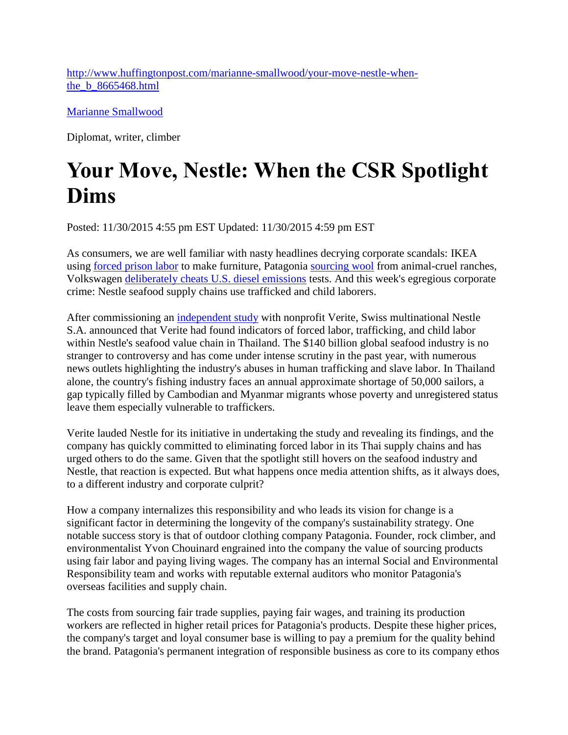http://www.huffingtonpost.com/marianne-smallwood/your-move-nestle-when-the_b_8665468.html

Marianne Smallwood

Diplomat, writer, climber

# Your Move, Nestle: When the CSR Spotlight Dims

Posted: 11/30/2015 4:55 pm EST Updated: 11/30/2015 4:59 pm EST

As consumers, we are well familiar with nasty headlines decrying corporate scandals: IKEA using forced prison labor to make furniture, Patagonia sourcing wool from animal-cruel ranches, Volkswagen deliberately cheats U.S. diesel emissions tests. And this week's egregious corporate crime: Nestle seafood supply chains use trafficked and child laborers.

After commissioning an independent study with nonprofit Verite, Swiss multinational Nestle S.A. announced that Verite had found indicators of forced labor, trafficking, and child labor within Nestle's seafood value chain in Thailand. The $140 billion global seafood industry is no stranger to controversy and has come under intense scrutiny in the past year, with numerous news outlets highlighting the industry's abuses in human trafficking and slave labor. In Thailand alone, the country's fishing industry faces an annual approximate shortage of 50,000 sailors, a gap typically filled by Cambodian and Myanmar migrants whose poverty and unregistered status leave them especially vulnerable to traffickers.

Verite lauded Nestle for its initiative in undertaking the study and revealing its findings, and the company has quickly committed to eliminating forced labor in its Thai supply chains and has urged others to do the same. Given that the spotlight still hovers on the seafood industry and Nestle, that reaction is expected. But what happens once media attention shifts, as it always does, to a different industry and corporate culprit?

How a company internalizes this responsibility and who leads its vision for change is a significant factor in determining the longevity of the company's sustainability strategy. One notable success story is that of outdoor clothing company Patagonia. Founder, rock climber, and environmentalist Yvon Chouinard engrained into the company the value of sourcing products using fair labor and paying living wages. The company has an internal Social and Environmental Responsibility team and works with reputable external auditors who monitor Patagonia's overseas facilities and supply chain.

The costs from sourcing fair trade supplies, paying fair wages, and training its production workers are reflected in higher retail prices for Patagonia's products. Despite these higher prices, the company's target and loyal consumer base is willing to pay a premium for the quality behind the brand. Patagonia's permanent integration of responsible business as core to its company ethos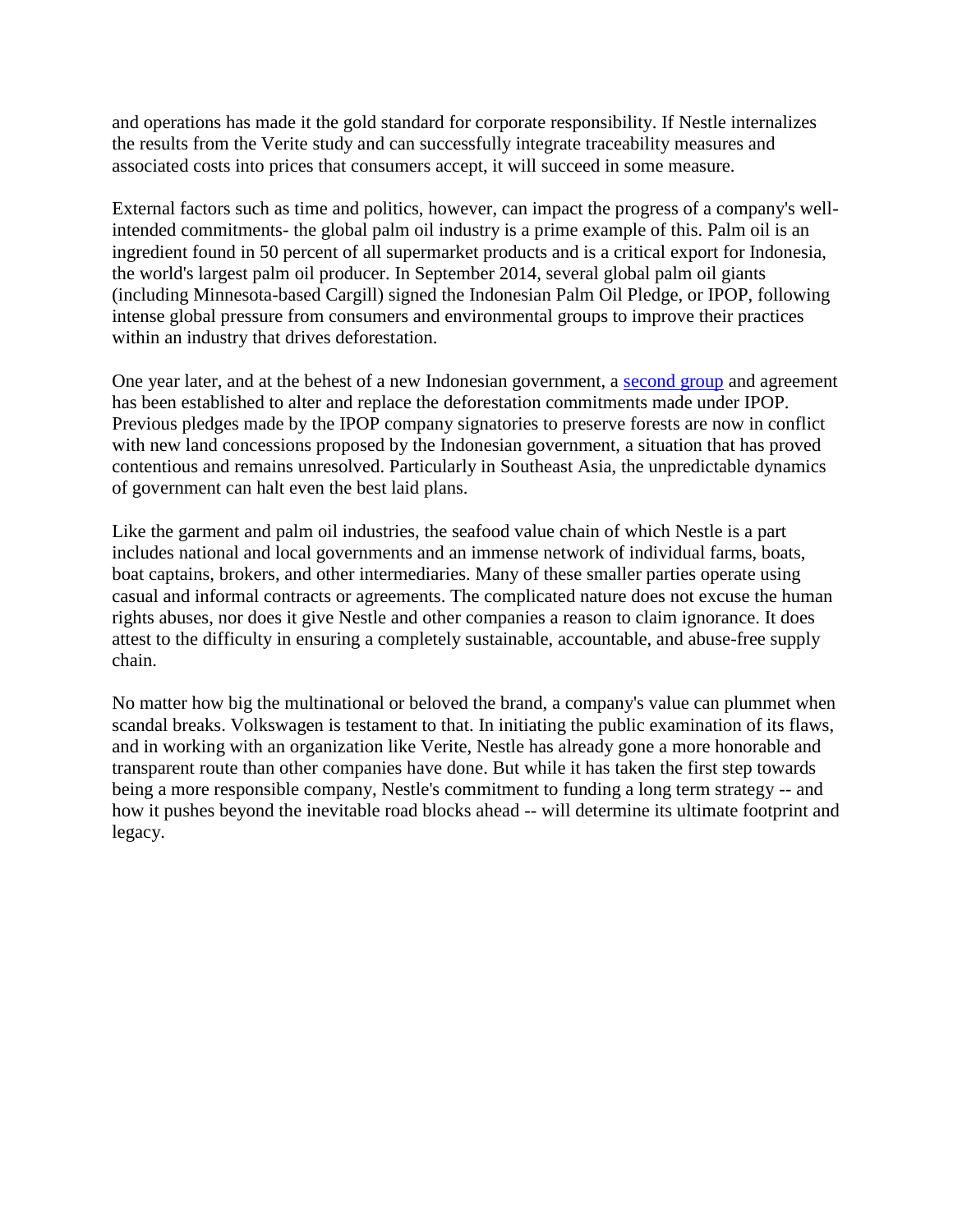and operations has made it the gold standard for corporate responsibility. If Nestle internalizes the results from the Verite study and can successfully integrate traceability measures and associated costs into prices that consumers accept, it will succeed in some measure.

External factors such as time and politics, however, can impact the progress of a company's well-intended commitments- the global palm oil industry is a prime example of this. Palm oil is an ingredient found in 50 percent of all supermarket products and is a critical export for Indonesia, the world's largest palm oil producer. In September 2014, several global palm oil giants (including Minnesota-based Cargill) signed the Indonesian Palm Oil Pledge, or IPOP, following intense global pressure from consumers and environmental groups to improve their practices within an industry that drives deforestation.

One year later, and at the behest of a new Indonesian government, a second group and agreement has been established to alter and replace the deforestation commitments made under IPOP. Previous pledges made by the IPOP company signatories to preserve forests are now in conflict with new land concessions proposed by the Indonesian government, a situation that has proved contentious and remains unresolved. Particularly in Southeast Asia, the unpredictable dynamics of government can halt even the best laid plans.

Like the garment and palm oil industries, the seafood value chain of which Nestle is a part includes national and local governments and an immense network of individual farms, boats, boat captains, brokers, and other intermediaries. Many of these smaller parties operate using casual and informal contracts or agreements. The complicated nature does not excuse the human rights abuses, nor does it give Nestle and other companies a reason to claim ignorance. It does attest to the difficulty in ensuring a completely sustainable, accountable, and abuse-free supply chain.

No matter how big the multinational or beloved the brand, a company's value can plummet when scandal breaks. Volkswagen is testament to that. In initiating the public examination of its flaws, and in working with an organization like Verite, Nestle has already gone a more honorable and transparent route than other companies have done. But while it has taken the first step towards being a more responsible company, Nestle's commitment to funding a long term strategy -- and how it pushes beyond the inevitable road blocks ahead -- will determine its ultimate footprint and legacy.